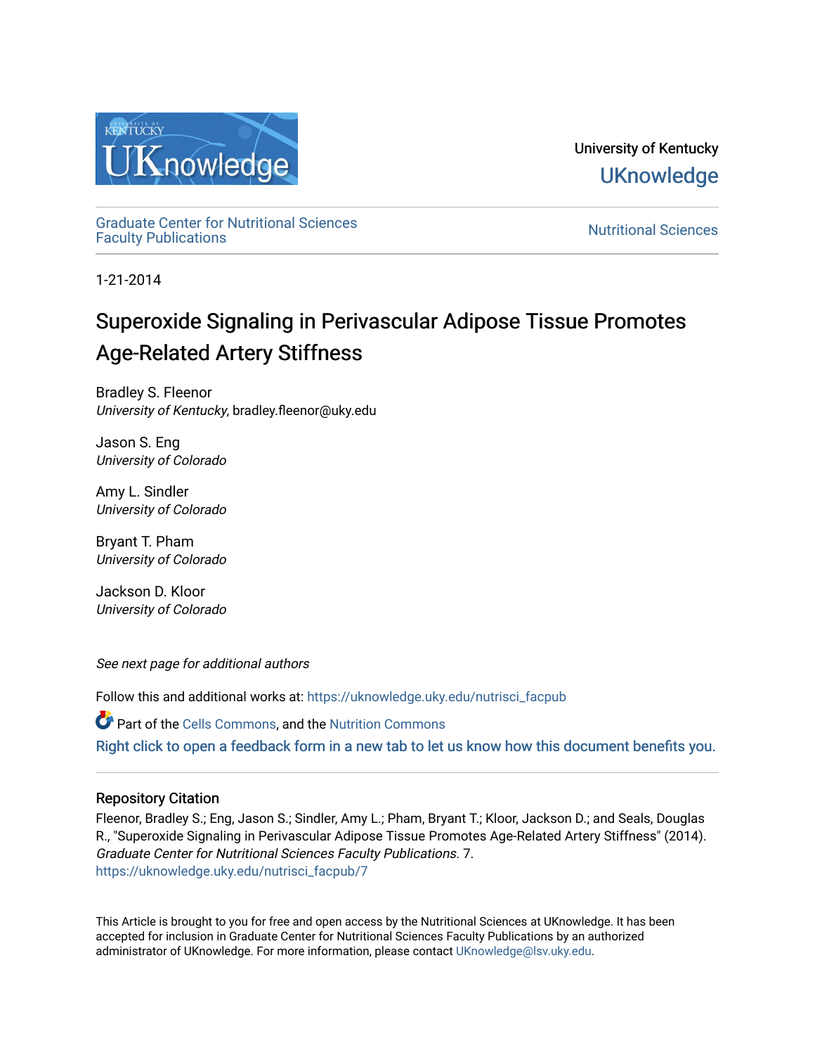University of Kentucky
UKnowledge

Graduate Center for Nutritional Sciences Faculty Publications

Nutritional Sciences

1-21-2014

# Superoxide Signaling in Perivascular Adipose Tissue Promotes Age-Related Artery Stiffness

Bradley S. Fleenor
*University of Kentucky*, bradley.fleenor@uky.edu

Jason S. Eng
*University of Colorado*

Amy L. Sindler
*University of Colorado*

Bryant T. Pham
*University of Colorado*

Jackson D. Kloor
*University of Colorado*

*See next page for additional authors*

Follow this and additional works at: https://uknowledge.uky.edu/nutrisci_facpub

Part of the Cells Commons, and the Nutrition Commons

Right click to open a feedback form in a new tab to let us know how this document benefits you.

## Repository Citation

Fleenor, Bradley S.; Eng, Jason S.; Sindler, Amy L.; Pham, Bryant T.; Kloor, Jackson D.; and Seals, Douglas R., "Superoxide Signaling in Perivascular Adipose Tissue Promotes Age-Related Artery Stiffness" (2014). *Graduate Center for Nutritional Sciences Faculty Publications*. 7.
https://uknowledge.uky.edu/nutrisci_facpub/7

This Article is brought to you for free and open access by the Nutritional Sciences at UKnowledge. It has been accepted for inclusion in Graduate Center for Nutritional Sciences Faculty Publications by an authorized administrator of UKnowledge. For more information, please contact UKnowledge@lsv.uky.edu.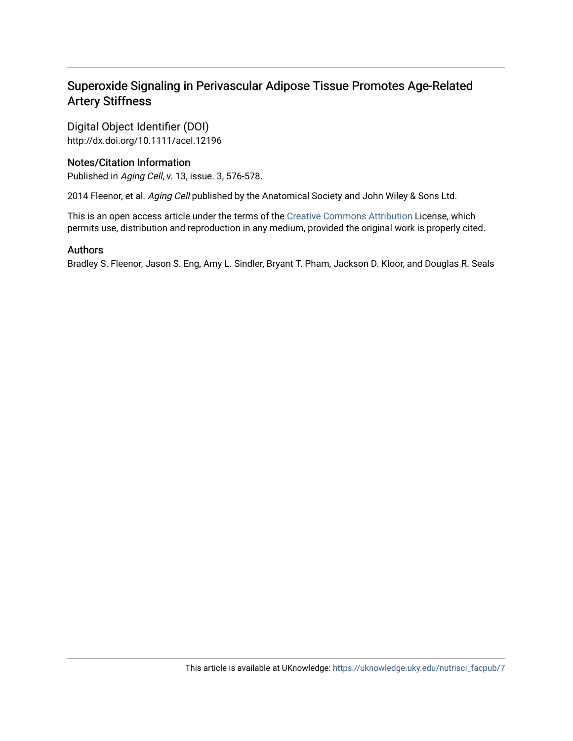# Superoxide Signaling in Perivascular Adipose Tissue Promotes Age-Related Artery Stiffness

## Digital Object Identifier (DOI)

http://dx.doi.org/10.1111/acel.12196

## Notes/Citation Information

Published in *Aging Cell*, v. 13, issue. 3, 576-578.

2014 Fleenor, et al. *Aging Cell* published by the Anatomical Society and John Wiley & Sons Ltd.

This is an open access article under the terms of the Creative Commons Attribution License, which permits use, distribution and reproduction in any medium, provided the original work is properly cited.

## Authors

Bradley S. Fleenor, Jason S. Eng, Amy L. Sindler, Bryant T. Pham, Jackson D. Kloor, and Douglas R. Seals

This article is available at UKnowledge: https://uknowledge.uky.edu/nutrisci_facpub/7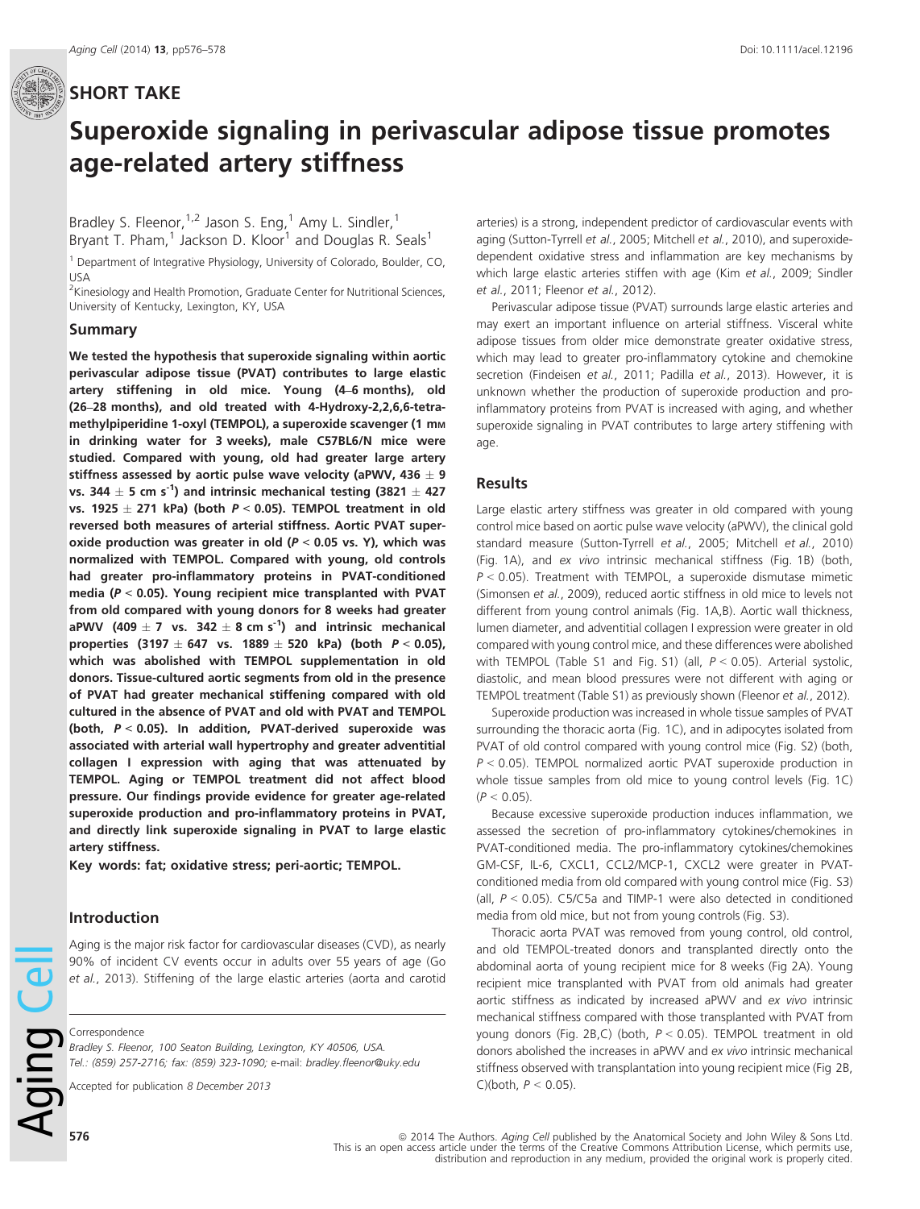# SHORT TAKE

# Superoxide signaling in perivascular adipose tissue promotes age-related artery stiffness

Bradley S. Fleenor,[1,2] Jason S. Eng,[1] Amy L. Sindler,[1] Bryant T. Pham,[1] Jackson D. Kloor[1] and Douglas R. Seals[1]

[1] Department of Integrative Physiology, University of Colorado, Boulder, CO, USA

[2] Kinesiology and Health Promotion, Graduate Center for Nutritional Sciences, University of Kentucky, Lexington, KY, USA

## Summary

**We tested the hypothesis that superoxide signaling within aortic perivascular adipose tissue (PVAT) contributes to large elastic artery stiffening in old mice. Young (4–6 months), old (26–28 months), and old treated with 4-Hydroxy-2,2,6,6-tetramethylpiperidine 1-oxyl (TEMPOL), a superoxide scavenger (1 mM in drinking water for 3 weeks), male C57BL6/N mice were studied. Compared with young, old had greater large artery stiffness assessed by aortic pulse wave velocity (aPWV, 436 ± 9 vs. 344 ± 5 cm s$^{-1}$) and intrinsic mechanical testing (3821 ± 427 vs. 1925 ± 271 kPa) (both $P < 0.05$). TEMPOL treatment in old reversed both measures of arterial stiffness. Aortic PVAT superoxide production was greater in old ($P < 0.05$ vs. Y), which was normalized with TEMPOL. Compared with young, old controls had greater pro-inflammatory proteins in PVAT-conditioned media ($P < 0.05$). Young recipient mice transplanted with PVAT from old compared with young donors for 8 weeks had greater aPWV (409 ± 7 vs. 342 ± 8 cm s$^{-1}$) and intrinsic mechanical properties (3197 ± 647 vs. 1889 ± 520 kPa) (both $P < 0.05$), which was abolished with TEMPOL supplementation in old donors. Tissue-cultured aortic segments from old in the presence of PVAT had greater mechanical stiffening compared with old cultured in the absence of PVAT and old with PVAT and TEMPOL (both, $P < 0.05$). In addition, PVAT-derived superoxide was associated with arterial wall hypertrophy and greater adventitial collagen I expression with aging that was attenuated by TEMPOL. Aging or TEMPOL treatment did not affect blood pressure. Our findings provide evidence for greater age-related superoxide production and pro-inflammatory proteins in PVAT, and directly link superoxide signaling in PVAT to large elastic artery stiffness.**

**Key words:** fat; oxidative stress; peri-aortic; TEMPOL.

## Introduction

Aging is the major risk factor for cardiovascular diseases (CVD), as nearly 90% of incident CV events occur in adults over 55 years of age (Go *et al.*, 2013). Stiffening of the large elastic arteries (aorta and carotid arteries) is a strong, independent predictor of cardiovascular events with aging (Sutton-Tyrrell *et al.*, 2005; Mitchell *et al.*, 2010), and superoxide-dependent oxidative stress and inflammation are key mechanisms by which large elastic arteries stiffen with age (Kim *et al.*, 2009; Sindler *et al.*, 2011; Fleenor *et al.*, 2012).

Perivascular adipose tissue (PVAT) surrounds large elastic arteries and may exert an important influence on arterial stiffness. Visceral white adipose tissues from older mice demonstrate greater oxidative stress, which may lead to greater pro-inflammatory cytokine and chemokine secretion (Findeisen *et al.*, 2011; Padilla *et al.*, 2013). However, it is unknown whether the production of superoxide production and pro-inflammatory proteins from PVAT is increased with aging, and whether superoxide signaling in PVAT contributes to large artery stiffening with age.

## Results

Large elastic artery stiffness was greater in old compared with young control mice based on aortic pulse wave velocity (aPWV), the clinical gold standard measure (Sutton-Tyrrell *et al.*, 2005; Mitchell *et al.*, 2010) (Fig. 1A), and *ex vivo* intrinsic mechanical stiffness (Fig. 1B) (both, $P < 0.05$). Treatment with TEMPOL, a superoxide dismutase mimetic (Simonsen *et al.*, 2009), reduced aortic stiffness in old mice to levels not different from young control animals (Fig. 1A,B). Aortic wall thickness, lumen diameter, and adventitial collagen I expression were greater in old compared with young control mice, and these differences were abolished with TEMPOL (Table S1 and Fig. S1) (all, $P < 0.05$). Arterial systolic, diastolic, and mean blood pressures were not different with aging or TEMPOL treatment (Table S1) as previously shown (Fleenor *et al.*, 2012).

Superoxide production was increased in whole tissue samples of PVAT surrounding the thoracic aorta (Fig. 1C), and in adipocytes isolated from PVAT of old control compared with young control mice (Fig. S2) (both, $P < 0.05$). TEMPOL normalized aortic PVAT superoxide production in whole tissue samples from old mice to young control levels (Fig. 1C) ($P < 0.05$).

Because excessive superoxide production induces inflammation, we assessed the secretion of pro-inflammatory cytokines/chemokines in PVAT-conditioned media. The pro-inflammatory cytokines/chemokines GM-CSF, IL-6, CXCL1, CCL2/MCP-1, CXCL2 were greater in PVAT-conditioned media from old compared with young control mice (Fig. S3) (all, $P < 0.05$). C5/C5a and TIMP-1 were also detected in conditioned media from old mice, but not from young controls (Fig. S3).

Thoracic aorta PVAT was removed from young control, old control, and old TEMPOL-treated donors and transplanted directly onto the abdominal aorta of young recipient mice for 8 weeks (Fig 2A). Young recipient mice transplanted with PVAT from old animals had greater aortic stiffness as indicated by increased aPWV and *ex vivo* intrinsic mechanical stiffness compared with those transplanted with PVAT from young donors (Fig. 2B,C) (both, $P < 0.05$). TEMPOL treatment in old donors abolished the increases in aPWV and *ex vivo* intrinsic mechanical stiffness observed with transplantation into young recipient mice (Fig 2B, C)(both, $P < 0.05$).

Correspondence
Bradley S. Fleenor, 100 Seaton Building, Lexington, KY 40506, USA.
Tel.: (859) 257-2716; fax: (859) 323-1090; e-mail: bradley.fleenor@uky.edu

Accepted for publication 8 December 2013

© 2014 The Authors. *Aging Cell* published by the Anatomical Society and John Wiley & Sons Ltd.
This is an open access article under the terms of the Creative Commons Attribution License, which permits use, distribution and reproduction in any medium, provided the original work is properly cited.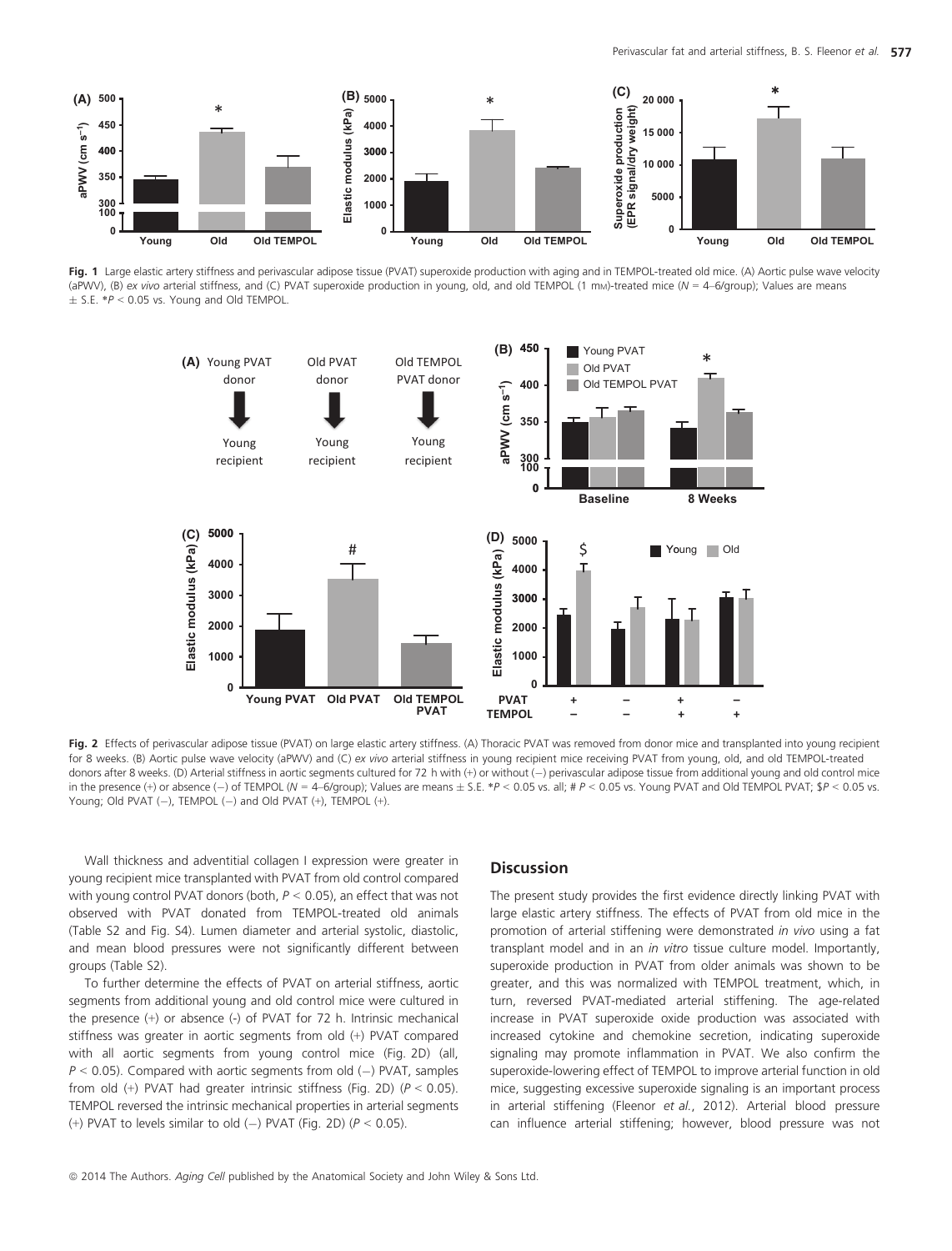**Fig. 1** Large elastic artery stiffness and perivascular adipose tissue (PVAT) superoxide production with aging and in TEMPOL-treated old mice. (A) Aortic pulse wave velocity (aPWV), (B) *ex vivo* arterial stiffness, and (C) PVAT superoxide production in young, old, and old TEMPOL (1 mM)-treated mice ($N$ = 4–6/group); Values are means ± S.E. \*$P < 0.05$ vs. Young and Old TEMPOL.

**Fig. 2** Effects of perivascular adipose tissue (PVAT) on large elastic artery stiffness. (A) Thoracic PVAT was removed from donor mice and transplanted into young recipient for 8 weeks. (B) Aortic pulse wave velocity (aPWV) and (C) *ex vivo* arterial stiffness in young recipient mice receiving PVAT from young, old, and old TEMPOL-treated donors after 8 weeks. (D) Arterial stiffness in aortic segments cultured for 72 h with (+) or without (−) perivascular adipose tissue from additional young and old control mice in the presence (+) or absence (−) of TEMPOL ($N$ = 4–6/group); Values are means ± S.E. \*$P < 0.05$ vs. all; # $P < 0.05$ vs. Young PVAT and Old TEMPOL PVAT; \$$P < 0.05$ vs. Young; Old PVAT (−), TEMPOL (−) and Old PVAT (+), TEMPOL (+).

Wall thickness and adventitial collagen I expression were greater in young recipient mice transplanted with PVAT from old control compared with young control PVAT donors (both, $P < 0.05$), an effect that was not observed with PVAT donated from TEMPOL-treated old animals (Table S2 and Fig. S4). Lumen diameter and arterial systolic, diastolic, and mean blood pressures were not significantly different between groups (Table S2).

To further determine the effects of PVAT on arterial stiffness, aortic segments from additional young and old control mice were cultured in the presence (+) or absence (-) of PVAT for 72 h. Intrinsic mechanical stiffness was greater in aortic segments from old (+) PVAT compared with all aortic segments from young control mice (Fig. 2D) (all, $P < 0.05$). Compared with aortic segments from old (−) PVAT, samples from old (+) PVAT had greater intrinsic stiffness (Fig. 2D) ($P < 0.05$). TEMPOL reversed the intrinsic mechanical properties in arterial segments (+) PVAT to levels similar to old (−) PVAT (Fig. 2D) ($P < 0.05$).

## Discussion

The present study provides the first evidence directly linking PVAT with large elastic artery stiffness. The effects of PVAT from old mice in the promotion of arterial stiffening were demonstrated *in vivo* using a fat transplant model and in an *in vitro* tissue culture model. Importantly, superoxide production in PVAT from older animals was shown to be greater, and this was normalized with TEMPOL treatment, which, in turn, reversed PVAT-mediated arterial stiffening. The age-related increase in PVAT superoxide oxide production was associated with increased cytokine and chemokine secretion, indicating superoxide signaling may promote inflammation in PVAT. We also confirm the superoxide-lowering effect of TEMPOL to improve arterial function in old mice, suggesting excessive superoxide signaling is an important process in arterial stiffening (Fleenor *et al.*, 2012). Arterial blood pressure can influence arterial stiffening; however, blood pressure was not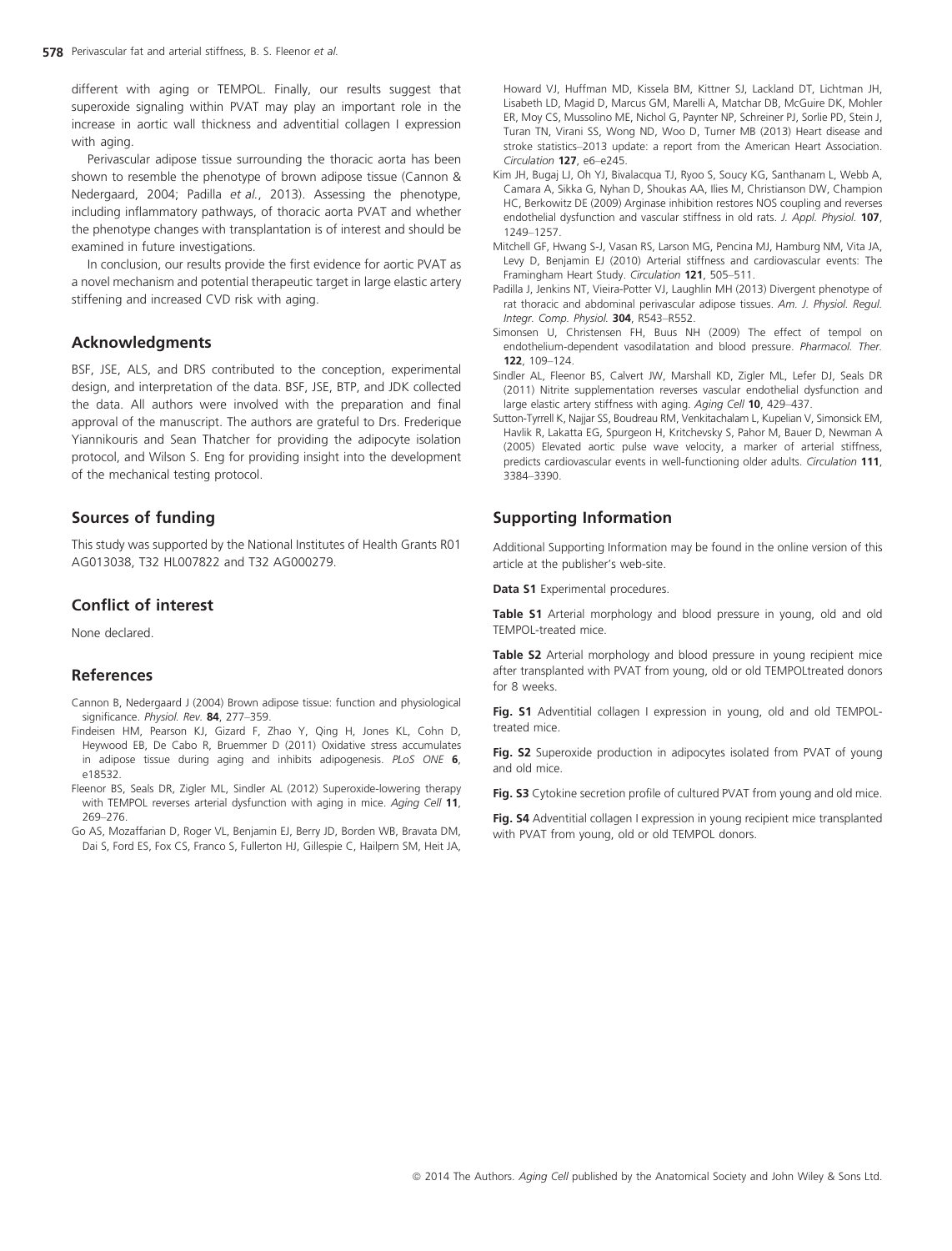different with aging or TEMPOL. Finally, our results suggest that superoxide signaling within PVAT may play an important role in the increase in aortic wall thickness and adventitial collagen I expression with aging.

Perivascular adipose tissue surrounding the thoracic aorta has been shown to resemble the phenotype of brown adipose tissue (Cannon & Nedergaard, 2004; Padilla *et al.*, 2013). Assessing the phenotype, including inflammatory pathways, of thoracic aorta PVAT and whether the phenotype changes with transplantation is of interest and should be examined in future investigations.

In conclusion, our results provide the first evidence for aortic PVAT as a novel mechanism and potential therapeutic target in large elastic artery stiffening and increased CVD risk with aging.

## Acknowledgments

BSF, JSE, ALS, and DRS contributed to the conception, experimental design, and interpretation of the data. BSF, JSE, BTP, and JDK collected the data. All authors were involved with the preparation and final approval of the manuscript. The authors are grateful to Drs. Frederique Yiannikouris and Sean Thatcher for providing the adipocyte isolation protocol, and Wilson S. Eng for providing insight into the development of the mechanical testing protocol.

## Sources of funding

This study was supported by the National Institutes of Health Grants R01 AG013038, T32 HL007822 and T32 AG000279.

## Conflict of interest

None declared.

## References

Cannon B, Nedergaard J (2004) Brown adipose tissue: function and physiological significance. *Physiol. Rev.* **84**, 277–359.

Findeisen HM, Pearson KJ, Gizard F, Zhao Y, Qing H, Jones KL, Cohn D, Heywood EB, De Cabo R, Bruemmer D (2011) Oxidative stress accumulates in adipose tissue during aging and inhibits adipogenesis. *PLoS ONE* **6**, e18532.

Fleenor BS, Seals DR, Zigler ML, Sindler AL (2012) Superoxide-lowering therapy with TEMPOL reverses arterial dysfunction with aging in mice. *Aging Cell* **11**, 269–276.

Go AS, Mozaffarian D, Roger VL, Benjamin EJ, Berry JD, Borden WB, Bravata DM, Dai S, Ford ES, Fox CS, Franco S, Fullerton HJ, Gillespie C, Hailpern SM, Heit JA, Howard VJ, Huffman MD, Kissela BM, Kittner SJ, Lackland DT, Lichtman JH, Lisabeth LD, Magid D, Marcus GM, Marelli A, Matchar DB, McGuire DK, Mohler ER, Moy CS, Mussolino ME, Nichol G, Paynter NP, Schreiner PJ, Sorlie PD, Stein J, Turan TN, Virani SS, Wong ND, Woo D, Turner MB (2013) Heart disease and stroke statistics–2013 update: a report from the American Heart Association. *Circulation* **127**, e6–e245.

Kim JH, Bugaj LJ, Oh YJ, Bivalacqua TJ, Ryoo S, Soucy KG, Santhanam L, Webb A, Camara A, Sikka G, Nyhan D, Shoukas AA, Ilies M, Christianson DW, Champion HC, Berkowitz DE (2009) Arginase inhibition restores NOS coupling and reverses endothelial dysfunction and vascular stiffness in old rats. *J. Appl. Physiol.* **107**, 1249–1257.

Mitchell GF, Hwang S-J, Vasan RS, Larson MG, Pencina MJ, Hamburg NM, Vita JA, Levy D, Benjamin EJ (2010) Arterial stiffness and cardiovascular events: The Framingham Heart Study. *Circulation* **121**, 505–511.

Padilla J, Jenkins NT, Vieira-Potter VJ, Laughlin MH (2013) Divergent phenotype of rat thoracic and abdominal perivascular adipose tissues. *Am. J. Physiol. Regul. Integr. Comp. Physiol.* **304**, R543–R552.

Simonsen U, Christensen FH, Buus NH (2009) The effect of tempol on endothelium-dependent vasodilatation and blood pressure. *Pharmacol. Ther.* **122**, 109–124.

Sindler AL, Fleenor BS, Calvert JW, Marshall KD, Zigler ML, Lefer DJ, Seals DR (2011) Nitrite supplementation reverses vascular endothelial dysfunction and large elastic artery stiffness with aging. *Aging Cell* **10**, 429–437.

Sutton-Tyrrell K, Najjar SS, Boudreau RM, Venkitachalam L, Kupelian V, Simonsick EM, Havlik R, Lakatta EG, Spurgeon H, Kritchevsky S, Pahor M, Bauer D, Newman A (2005) Elevated aortic pulse wave velocity, a marker of arterial stiffness, predicts cardiovascular events in well-functioning older adults. *Circulation* **111**, 3384–3390.

## Supporting Information

Additional Supporting Information may be found in the online version of this article at the publisher's web-site.

**Data S1** Experimental procedures.

**Table S1** Arterial morphology and blood pressure in young, old and old TEMPOL-treated mice.

**Table S2** Arterial morphology and blood pressure in young recipient mice after transplanted with PVAT from young, old or old TEMPOLtreated donors for 8 weeks.

**Fig. S1** Adventitial collagen I expression in young, old and old TEMPOL-treated mice.

**Fig. S2** Superoxide production in adipocytes isolated from PVAT of young and old mice.

**Fig. S3** Cytokine secretion profile of cultured PVAT from young and old mice.

**Fig. S4** Adventitial collagen I expression in young recipient mice transplanted with PVAT from young, old or old TEMPOL donors.